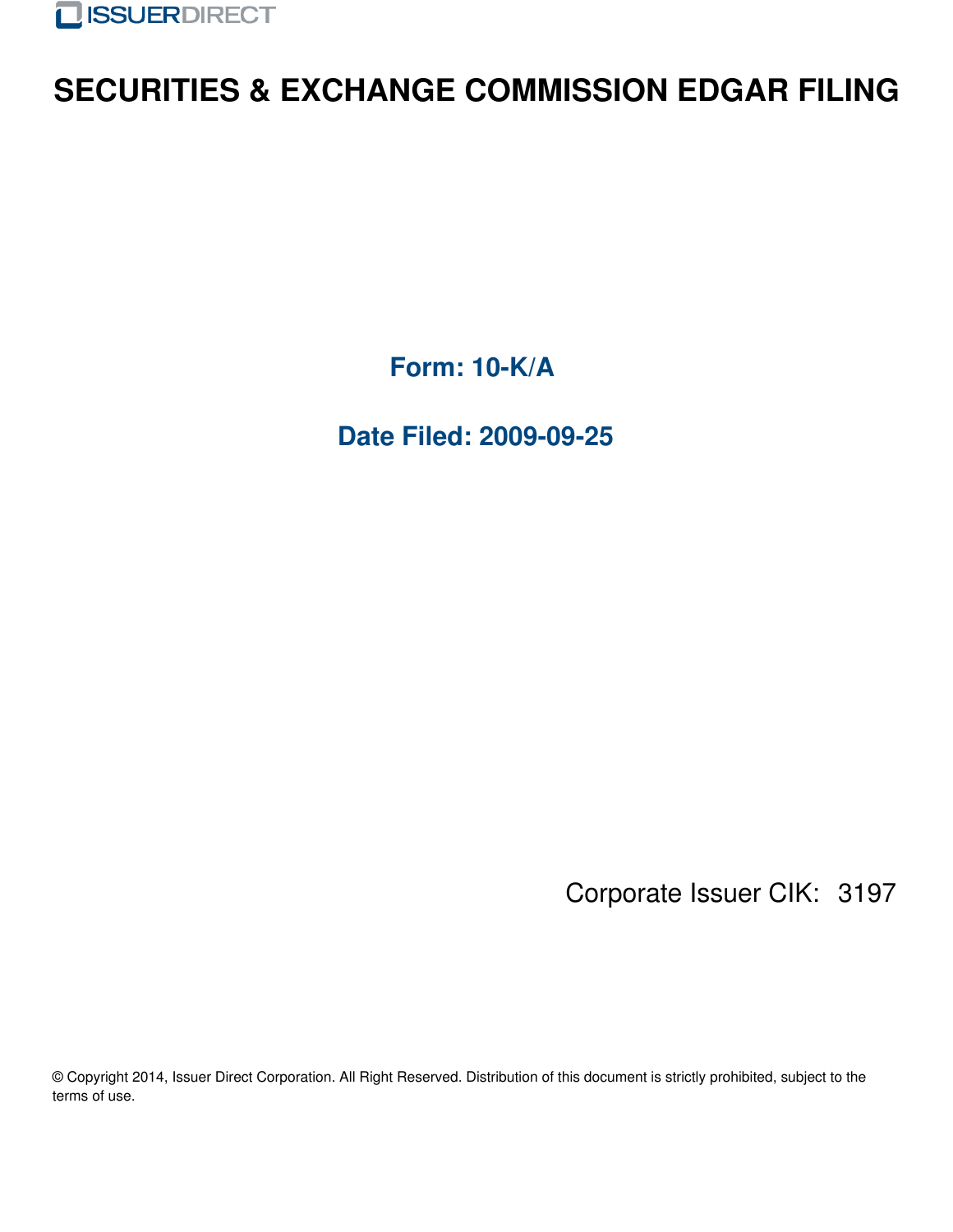ISSUERDIRECT

# SECURITIES & EXCHANGE COMMISSION EDGAR FILING

## Form: 10-K/A

## Date Filed: 2009-09-25

Corporate Issuer CIK: 3197

© Copyright 2014, Issuer Direct Corporation. All Right Reserved. Distribution of this document is strictly prohibited, subject to the terms of use.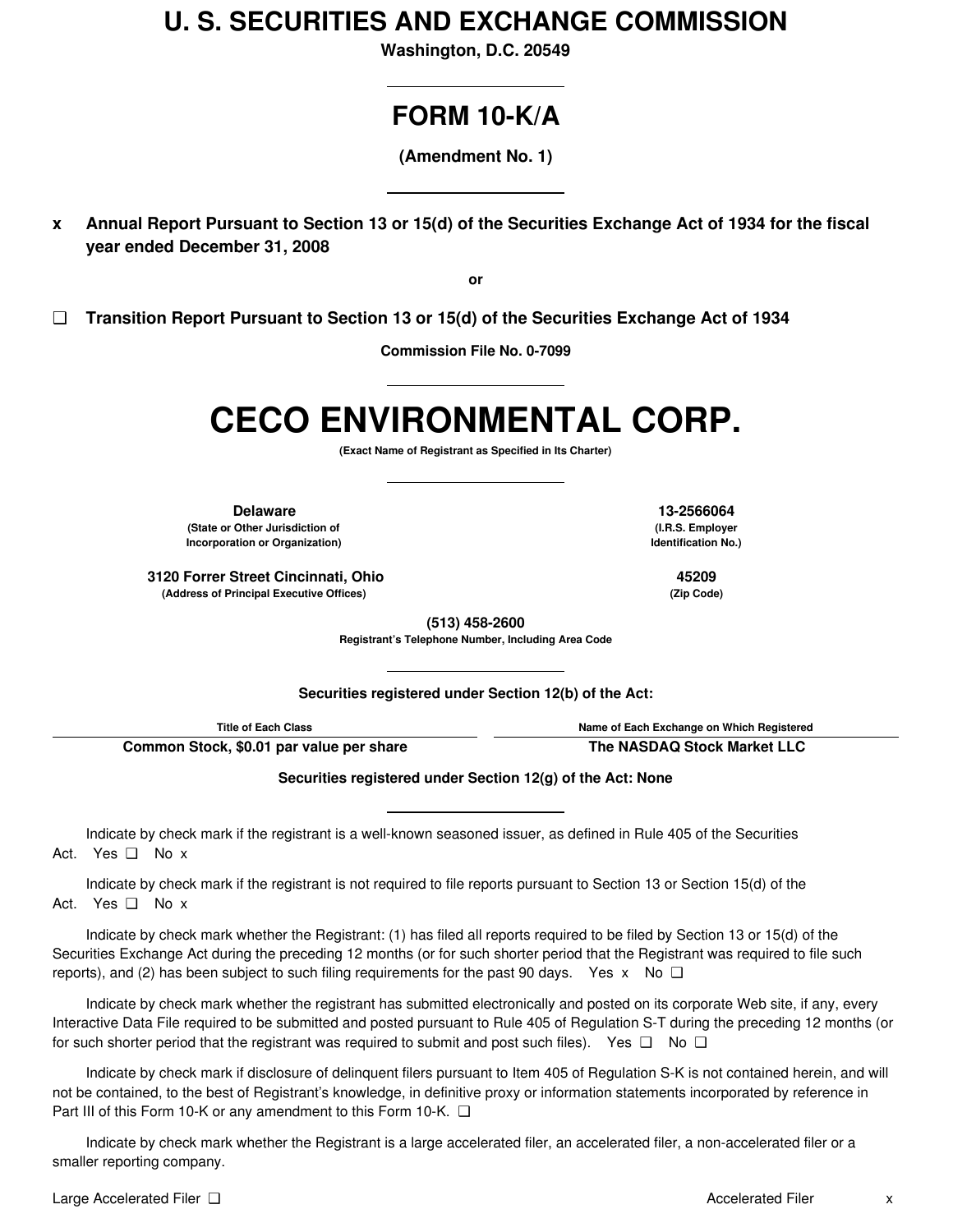# U. S. SECURITIES AND EXCHANGE COMMISSION

**Washington, D.C. 20549**

# FORM 10-K/A

**(Amendment No. 1)**

**x Annual Report Pursuant to Section 13 or 15(d) of the Securities Exchange Act of 1934 for the fiscal year ended December 31, 2008**

**or**

**❑ Transition Report Pursuant to Section 13 or 15(d) of the Securities Exchange Act of 1934**

**Commission File No. 0-7099**

# CECO ENVIRONMENTAL CORP.

**(Exact Name of Registrant as Specified in Its Charter)**

| | |
|---|---|
| **Delaware**<br>(State or Other Jurisdiction of Incorporation or Organization) | **13-2566064**<br>(I.R.S. Employer Identification No.) |
| **3120 Forrer Street Cincinnati, Ohio**<br>(Address of Principal Executive Offices) | **45209**<br>(Zip Code) |

**(513) 458-2600**
**Registrant's Telephone Number, Including Area Code**

**Securities registered under Section 12(b) of the Act:**

| Title of Each Class | Name of Each Exchange on Which Registered |
|---|---|
| **Common Stock, $0.01 par value per share** | **The NASDAQ Stock Market LLC** |

**Securities registered under Section 12(g) of the Act: None**

Indicate by check mark if the registrant is a well-known seasoned issuer, as defined in Rule 405 of the Securities Act. Yes ❑ No x

Indicate by check mark if the registrant is not required to file reports pursuant to Section 13 or Section 15(d) of the Act. Yes ❑ No x

Indicate by check mark whether the Registrant: (1) has filed all reports required to be filed by Section 13 or 15(d) of the Securities Exchange Act during the preceding 12 months (or for such shorter period that the Registrant was required to file such reports), and (2) has been subject to such filing requirements for the past 90 days. Yes x No ❑

Indicate by check mark whether the registrant has submitted electronically and posted on its corporate Web site, if any, every Interactive Data File required to be submitted and posted pursuant to Rule 405 of Regulation S-T during the preceding 12 months (or for such shorter period that the registrant was required to submit and post such files). Yes ❑ No ❑

Indicate by check mark if disclosure of delinquent filers pursuant to Item 405 of Regulation S-K is not contained herein, and will not be contained, to the best of Registrant's knowledge, in definitive proxy or information statements incorporated by reference in Part III of this Form 10-K or any amendment to this Form 10-K. ❑

Indicate by check mark whether the Registrant is a large accelerated filer, an accelerated filer, a non-accelerated filer or a smaller reporting company.

Large Accelerated Filer ❑ Accelerated Filer x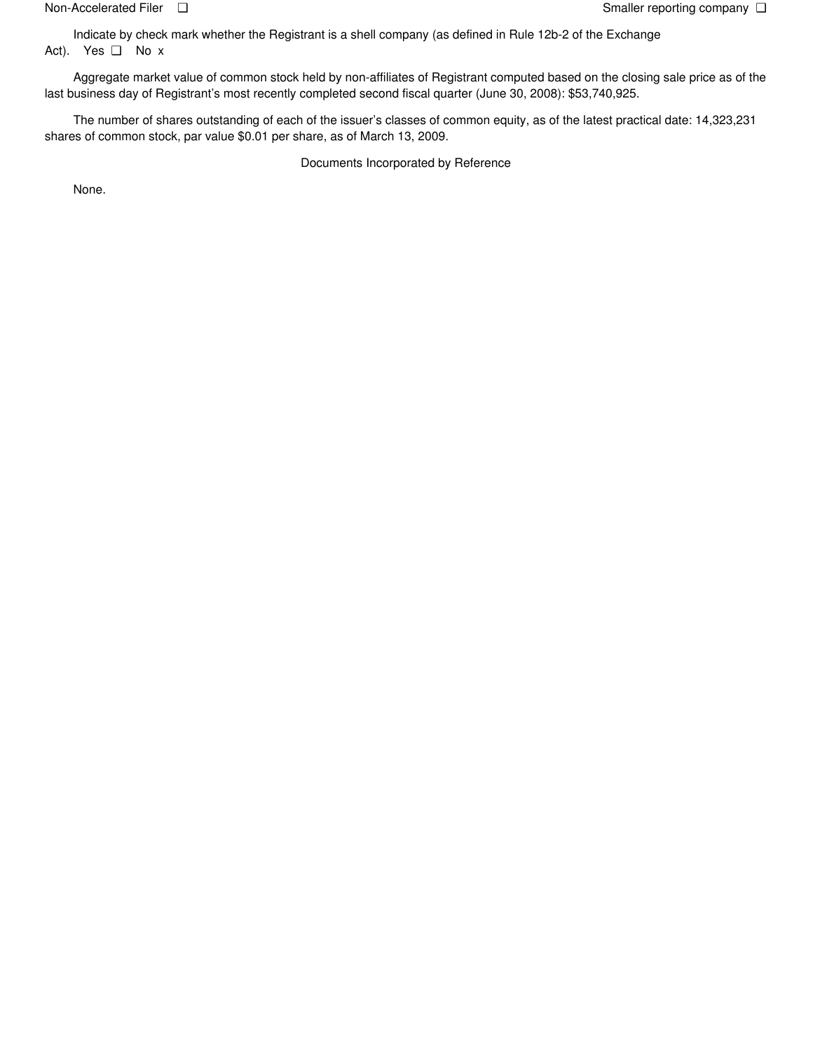Non-Accelerated Filer ❑ Smaller reporting company ❑

Indicate by check mark whether the Registrant is a shell company (as defined in Rule 12b-2 of the Exchange Act). Yes ❑ No x

Aggregate market value of common stock held by non-affiliates of Registrant computed based on the closing sale price as of the last business day of Registrant's most recently completed second fiscal quarter (June 30, 2008): $53,740,925.

The number of shares outstanding of each of the issuer's classes of common equity, as of the latest practical date: 14,323,231 shares of common stock, par value $0.01 per share, as of March 13, 2009.

Documents Incorporated by Reference

None.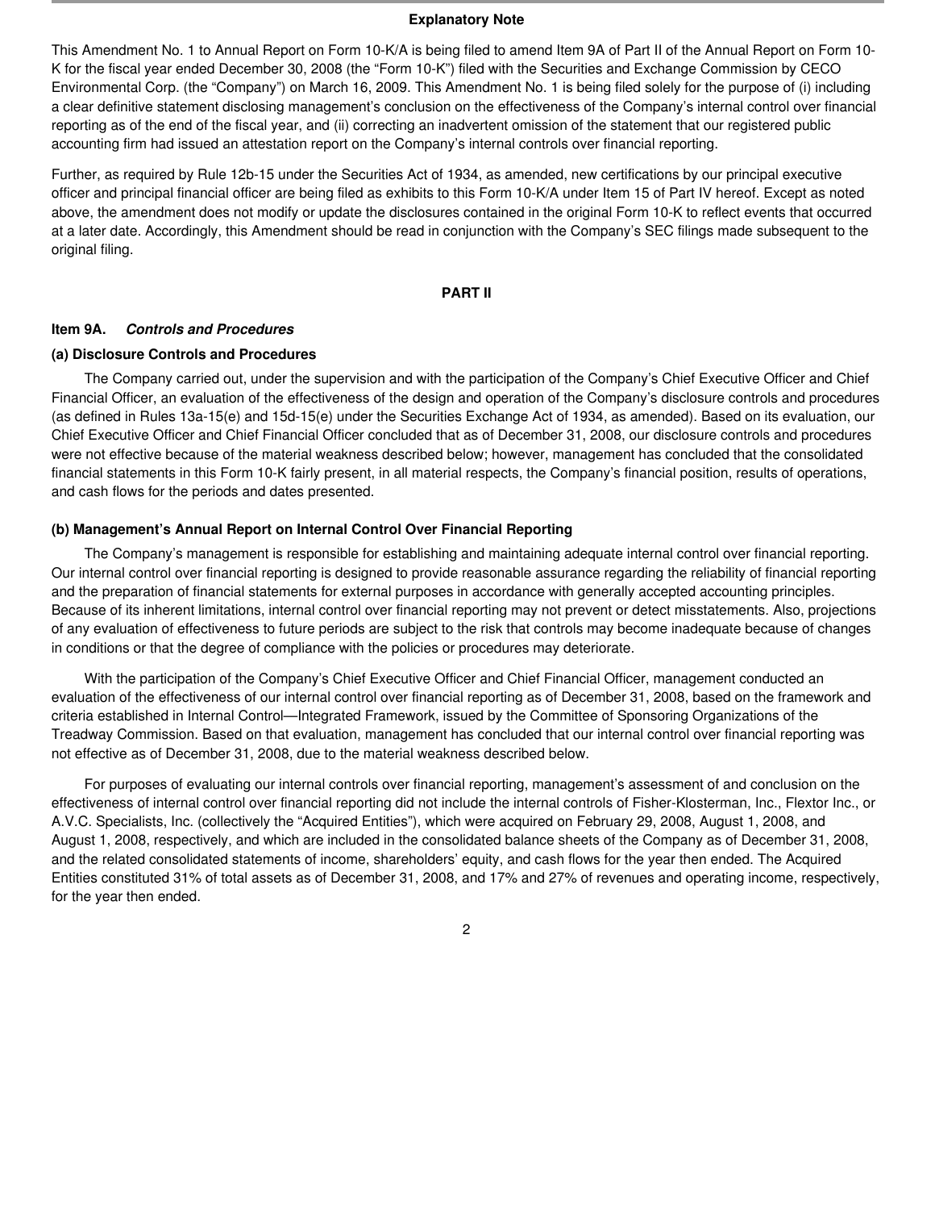**Explanatory Note**

This Amendment No. 1 to Annual Report on Form 10-K/A is being filed to amend Item 9A of Part II of the Annual Report on Form 10-K for the fiscal year ended December 30, 2008 (the "Form 10-K") filed with the Securities and Exchange Commission by CECO Environmental Corp. (the "Company") on March 16, 2009. This Amendment No. 1 is being filed solely for the purpose of (i) including a clear definitive statement disclosing management's conclusion on the effectiveness of the Company's internal control over financial reporting as of the end of the fiscal year, and (ii) correcting an inadvertent omission of the statement that our registered public accounting firm had issued an attestation report on the Company's internal controls over financial reporting.

Further, as required by Rule 12b-15 under the Securities Act of 1934, as amended, new certifications by our principal executive officer and principal financial officer are being filed as exhibits to this Form 10-K/A under Item 15 of Part IV hereof. Except as noted above, the amendment does not modify or update the disclosures contained in the original Form 10-K to reflect events that occurred at a later date. Accordingly, this Amendment should be read in conjunction with the Company's SEC filings made subsequent to the original filing.

## PART II

### Item 9A. *Controls and Procedures*

#### (a) Disclosure Controls and Procedures

The Company carried out, under the supervision and with the participation of the Company's Chief Executive Officer and Chief Financial Officer, an evaluation of the effectiveness of the design and operation of the Company's disclosure controls and procedures (as defined in Rules 13a-15(e) and 15d-15(e) under the Securities Exchange Act of 1934, as amended). Based on its evaluation, our Chief Executive Officer and Chief Financial Officer concluded that as of December 31, 2008, our disclosure controls and procedures were not effective because of the material weakness described below; however, management has concluded that the consolidated financial statements in this Form 10-K fairly present, in all material respects, the Company's financial position, results of operations, and cash flows for the periods and dates presented.

#### (b) Management's Annual Report on Internal Control Over Financial Reporting

The Company's management is responsible for establishing and maintaining adequate internal control over financial reporting. Our internal control over financial reporting is designed to provide reasonable assurance regarding the reliability of financial reporting and the preparation of financial statements for external purposes in accordance with generally accepted accounting principles. Because of its inherent limitations, internal control over financial reporting may not prevent or detect misstatements. Also, projections of any evaluation of effectiveness to future periods are subject to the risk that controls may become inadequate because of changes in conditions or that the degree of compliance with the policies or procedures may deteriorate.

With the participation of the Company's Chief Executive Officer and Chief Financial Officer, management conducted an evaluation of the effectiveness of our internal control over financial reporting as of December 31, 2008, based on the framework and criteria established in Internal Control—Integrated Framework, issued by the Committee of Sponsoring Organizations of the Treadway Commission. Based on that evaluation, management has concluded that our internal control over financial reporting was not effective as of December 31, 2008, due to the material weakness described below.

For purposes of evaluating our internal controls over financial reporting, management's assessment of and conclusion on the effectiveness of internal control over financial reporting did not include the internal controls of Fisher-Klosterman, Inc., Flextor Inc., or A.V.C. Specialists, Inc. (collectively the "Acquired Entities"), which were acquired on February 29, 2008, August 1, 2008, and August 1, 2008, respectively, and which are included in the consolidated balance sheets of the Company as of December 31, 2008, and the related consolidated statements of income, shareholders' equity, and cash flows for the year then ended. The Acquired Entities constituted 31% of total assets as of December 31, 2008, and 17% and 27% of revenues and operating income, respectively, for the year then ended.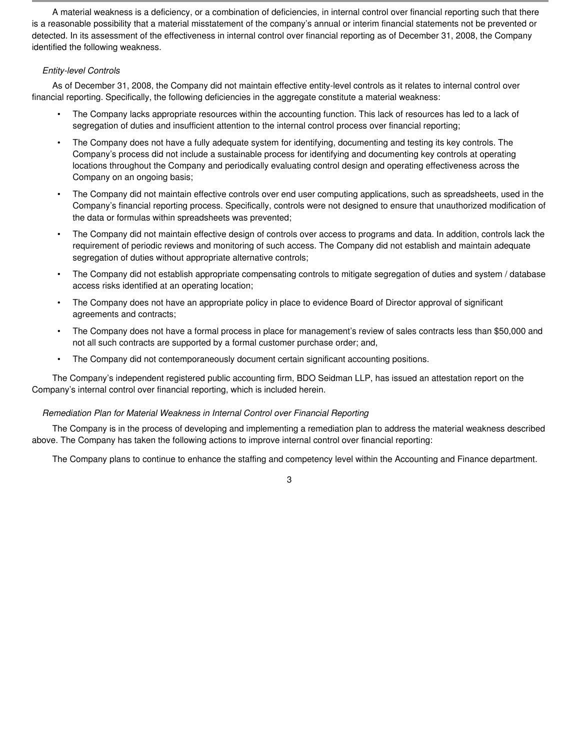A material weakness is a deficiency, or a combination of deficiencies, in internal control over financial reporting such that there is a reasonable possibility that a material misstatement of the company's annual or interim financial statements not be prevented or detected. In its assessment of the effectiveness in internal control over financial reporting as of December 31, 2008, the Company identified the following weakness.

*Entity-level Controls*

As of December 31, 2008, the Company did not maintain effective entity-level controls as it relates to internal control over financial reporting. Specifically, the following deficiencies in the aggregate constitute a material weakness:

- The Company lacks appropriate resources within the accounting function. This lack of resources has led to a lack of segregation of duties and insufficient attention to the internal control process over financial reporting;
- The Company does not have a fully adequate system for identifying, documenting and testing its key controls. The Company's process did not include a sustainable process for identifying and documenting key controls at operating locations throughout the Company and periodically evaluating control design and operating effectiveness across the Company on an ongoing basis;
- The Company did not maintain effective controls over end user computing applications, such as spreadsheets, used in the Company's financial reporting process. Specifically, controls were not designed to ensure that unauthorized modification of the data or formulas within spreadsheets was prevented;
- The Company did not maintain effective design of controls over access to programs and data. In addition, controls lack the requirement of periodic reviews and monitoring of such access. The Company did not establish and maintain adequate segregation of duties without appropriate alternative controls;
- The Company did not establish appropriate compensating controls to mitigate segregation of duties and system / database access risks identified at an operating location;
- The Company does not have an appropriate policy in place to evidence Board of Director approval of significant agreements and contracts;
- The Company does not have a formal process in place for management's review of sales contracts less than $50,000 and not all such contracts are supported by a formal customer purchase order; and,
- The Company did not contemporaneously document certain significant accounting positions.

The Company's independent registered public accounting firm, BDO Seidman LLP, has issued an attestation report on the Company's internal control over financial reporting, which is included herein.

*Remediation Plan for Material Weakness in Internal Control over Financial Reporting*

The Company is in the process of developing and implementing a remediation plan to address the material weakness described above. The Company has taken the following actions to improve internal control over financial reporting:

The Company plans to continue to enhance the staffing and competency level within the Accounting and Finance department.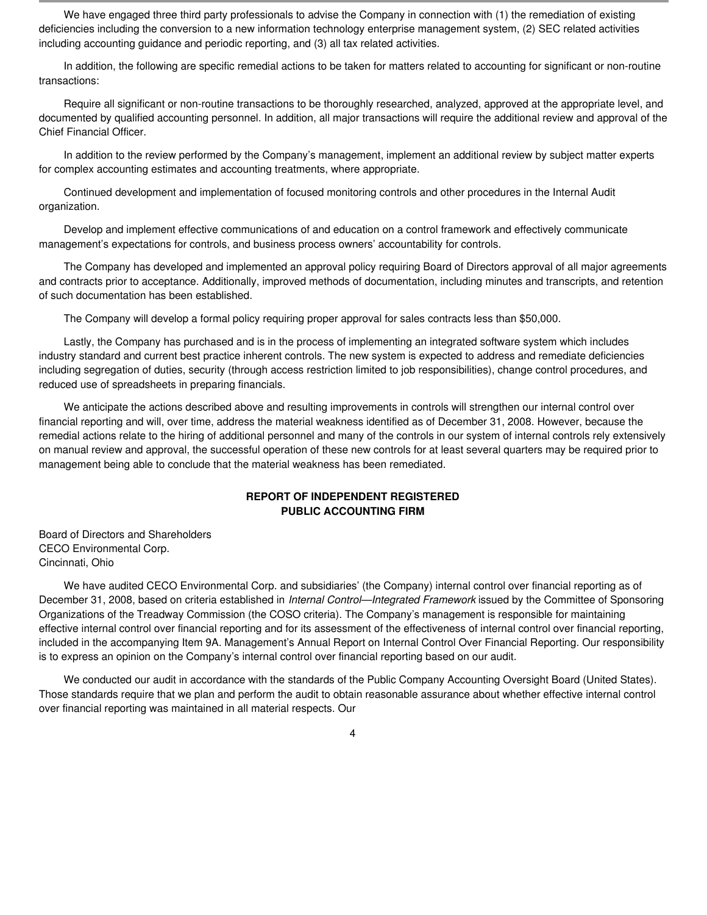We have engaged three third party professionals to advise the Company in connection with (1) the remediation of existing deficiencies including the conversion to a new information technology enterprise management system, (2) SEC related activities including accounting guidance and periodic reporting, and (3) all tax related activities.

In addition, the following are specific remedial actions to be taken for matters related to accounting for significant or non-routine transactions:

Require all significant or non-routine transactions to be thoroughly researched, analyzed, approved at the appropriate level, and documented by qualified accounting personnel. In addition, all major transactions will require the additional review and approval of the Chief Financial Officer.

In addition to the review performed by the Company's management, implement an additional review by subject matter experts for complex accounting estimates and accounting treatments, where appropriate.

Continued development and implementation of focused monitoring controls and other procedures in the Internal Audit organization.

Develop and implement effective communications of and education on a control framework and effectively communicate management's expectations for controls, and business process owners' accountability for controls.

The Company has developed and implemented an approval policy requiring Board of Directors approval of all major agreements and contracts prior to acceptance. Additionally, improved methods of documentation, including minutes and transcripts, and retention of such documentation has been established.

The Company will develop a formal policy requiring proper approval for sales contracts less than $50,000.

Lastly, the Company has purchased and is in the process of implementing an integrated software system which includes industry standard and current best practice inherent controls. The new system is expected to address and remediate deficiencies including segregation of duties, security (through access restriction limited to job responsibilities), change control procedures, and reduced use of spreadsheets in preparing financials.

We anticipate the actions described above and resulting improvements in controls will strengthen our internal control over financial reporting and will, over time, address the material weakness identified as of December 31, 2008. However, because the remedial actions relate to the hiring of additional personnel and many of the controls in our system of internal controls rely extensively on manual review and approval, the successful operation of these new controls for at least several quarters may be required prior to management being able to conclude that the material weakness has been remediated.

## REPORT OF INDEPENDENT REGISTERED PUBLIC ACCOUNTING FIRM

Board of Directors and Shareholders
CECO Environmental Corp.
Cincinnati, Ohio

We have audited CECO Environmental Corp. and subsidiaries' (the Company) internal control over financial reporting as of December 31, 2008, based on criteria established in *Internal Control—Integrated Framework* issued by the Committee of Sponsoring Organizations of the Treadway Commission (the COSO criteria). The Company's management is responsible for maintaining effective internal control over financial reporting and for its assessment of the effectiveness of internal control over financial reporting, included in the accompanying Item 9A. Management's Annual Report on Internal Control Over Financial Reporting. Our responsibility is to express an opinion on the Company's internal control over financial reporting based on our audit.

We conducted our audit in accordance with the standards of the Public Company Accounting Oversight Board (United States). Those standards require that we plan and perform the audit to obtain reasonable assurance about whether effective internal control over financial reporting was maintained in all material respects. Our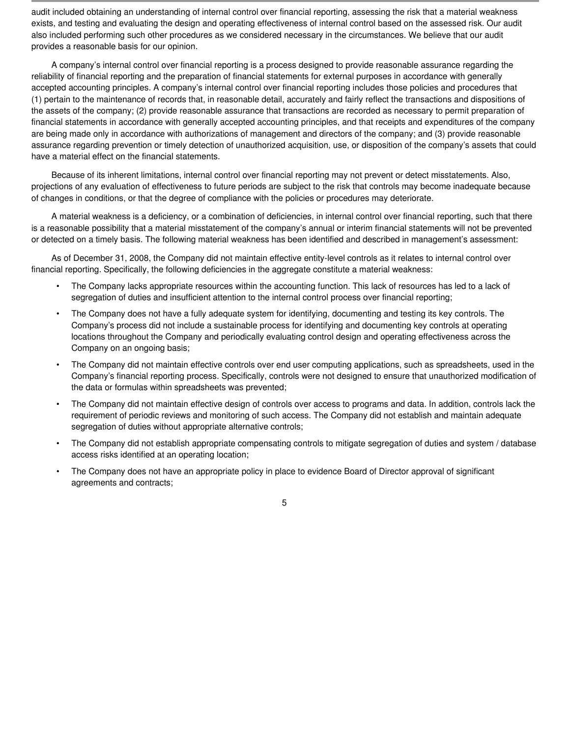audit included obtaining an understanding of internal control over financial reporting, assessing the risk that a material weakness exists, and testing and evaluating the design and operating effectiveness of internal control based on the assessed risk. Our audit also included performing such other procedures as we considered necessary in the circumstances. We believe that our audit provides a reasonable basis for our opinion.

A company's internal control over financial reporting is a process designed to provide reasonable assurance regarding the reliability of financial reporting and the preparation of financial statements for external purposes in accordance with generally accepted accounting principles. A company's internal control over financial reporting includes those policies and procedures that (1) pertain to the maintenance of records that, in reasonable detail, accurately and fairly reflect the transactions and dispositions of the assets of the company; (2) provide reasonable assurance that transactions are recorded as necessary to permit preparation of financial statements in accordance with generally accepted accounting principles, and that receipts and expenditures of the company are being made only in accordance with authorizations of management and directors of the company; and (3) provide reasonable assurance regarding prevention or timely detection of unauthorized acquisition, use, or disposition of the company's assets that could have a material effect on the financial statements.

Because of its inherent limitations, internal control over financial reporting may not prevent or detect misstatements. Also, projections of any evaluation of effectiveness to future periods are subject to the risk that controls may become inadequate because of changes in conditions, or that the degree of compliance with the policies or procedures may deteriorate.

A material weakness is a deficiency, or a combination of deficiencies, in internal control over financial reporting, such that there is a reasonable possibility that a material misstatement of the company's annual or interim financial statements will not be prevented or detected on a timely basis. The following material weakness has been identified and described in management's assessment:

As of December 31, 2008, the Company did not maintain effective entity-level controls as it relates to internal control over financial reporting. Specifically, the following deficiencies in the aggregate constitute a material weakness:

- The Company lacks appropriate resources within the accounting function. This lack of resources has led to a lack of segregation of duties and insufficient attention to the internal control process over financial reporting;
- The Company does not have a fully adequate system for identifying, documenting and testing its key controls. The Company's process did not include a sustainable process for identifying and documenting key controls at operating locations throughout the Company and periodically evaluating control design and operating effectiveness across the Company on an ongoing basis;
- The Company did not maintain effective controls over end user computing applications, such as spreadsheets, used in the Company's financial reporting process. Specifically, controls were not designed to ensure that unauthorized modification of the data or formulas within spreadsheets was prevented;
- The Company did not maintain effective design of controls over access to programs and data. In addition, controls lack the requirement of periodic reviews and monitoring of such access. The Company did not establish and maintain adequate segregation of duties without appropriate alternative controls;
- The Company did not establish appropriate compensating controls to mitigate segregation of duties and system / database access risks identified at an operating location;
- The Company does not have an appropriate policy in place to evidence Board of Director approval of significant agreements and contracts;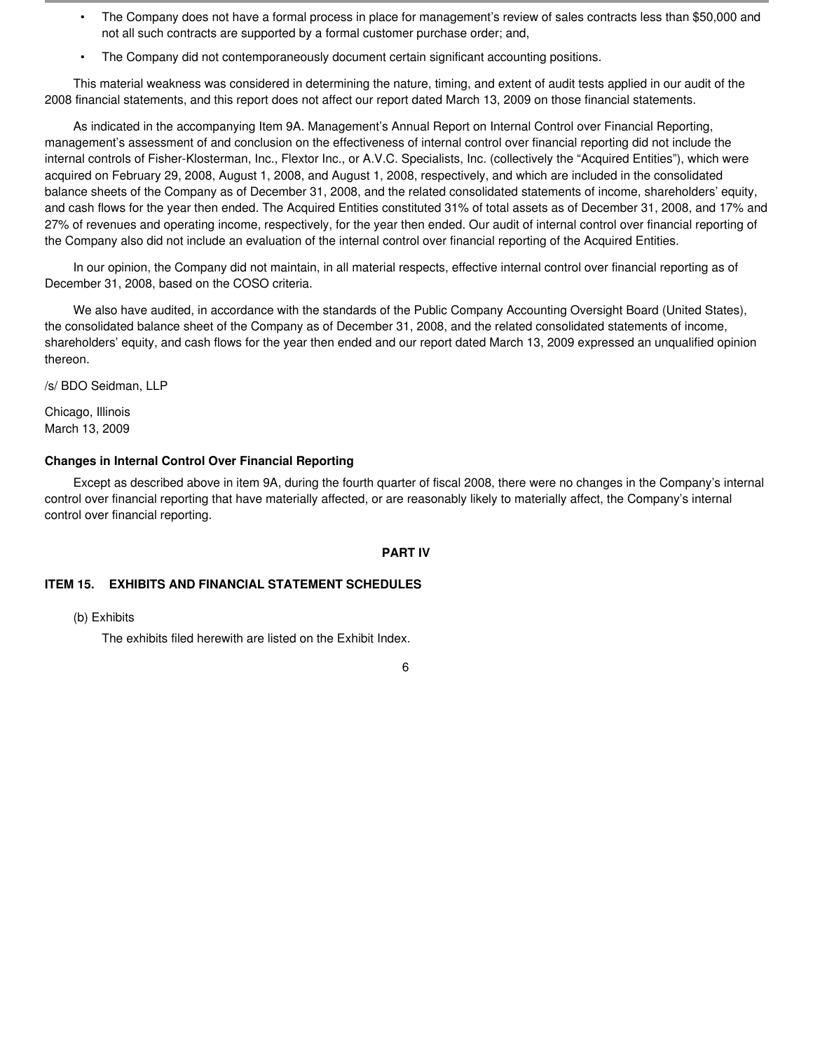- The Company does not have a formal process in place for management's review of sales contracts less than $50,000 and not all such contracts are supported by a formal customer purchase order; and,
- The Company did not contemporaneously document certain significant accounting positions.

This material weakness was considered in determining the nature, timing, and extent of audit tests applied in our audit of the 2008 financial statements, and this report does not affect our report dated March 13, 2009 on those financial statements.

As indicated in the accompanying Item 9A. Management's Annual Report on Internal Control over Financial Reporting, management's assessment of and conclusion on the effectiveness of internal control over financial reporting did not include the internal controls of Fisher-Klosterman, Inc., Flextor Inc., or A.V.C. Specialists, Inc. (collectively the "Acquired Entities"), which were acquired on February 29, 2008, August 1, 2008, and August 1, 2008, respectively, and which are included in the consolidated balance sheets of the Company as of December 31, 2008, and the related consolidated statements of income, shareholders' equity, and cash flows for the year then ended. The Acquired Entities constituted 31% of total assets as of December 31, 2008, and 17% and 27% of revenues and operating income, respectively, for the year then ended. Our audit of internal control over financial reporting of the Company also did not include an evaluation of the internal control over financial reporting of the Acquired Entities.

In our opinion, the Company did not maintain, in all material respects, effective internal control over financial reporting as of December 31, 2008, based on the COSO criteria.

We also have audited, in accordance with the standards of the Public Company Accounting Oversight Board (United States), the consolidated balance sheet of the Company as of December 31, 2008, and the related consolidated statements of income, shareholders' equity, and cash flows for the year then ended and our report dated March 13, 2009 expressed an unqualified opinion thereon.

/s/ BDO Seidman, LLP

Chicago, Illinois
March 13, 2009

**Changes in Internal Control Over Financial Reporting**

Except as described above in item 9A, during the fourth quarter of fiscal 2008, there were no changes in the Company's internal control over financial reporting that have materially affected, or are reasonably likely to materially affect, the Company's internal control over financial reporting.

## PART IV

### ITEM 15. EXHIBITS AND FINANCIAL STATEMENT SCHEDULES

(b) Exhibits

The exhibits filed herewith are listed on the Exhibit Index.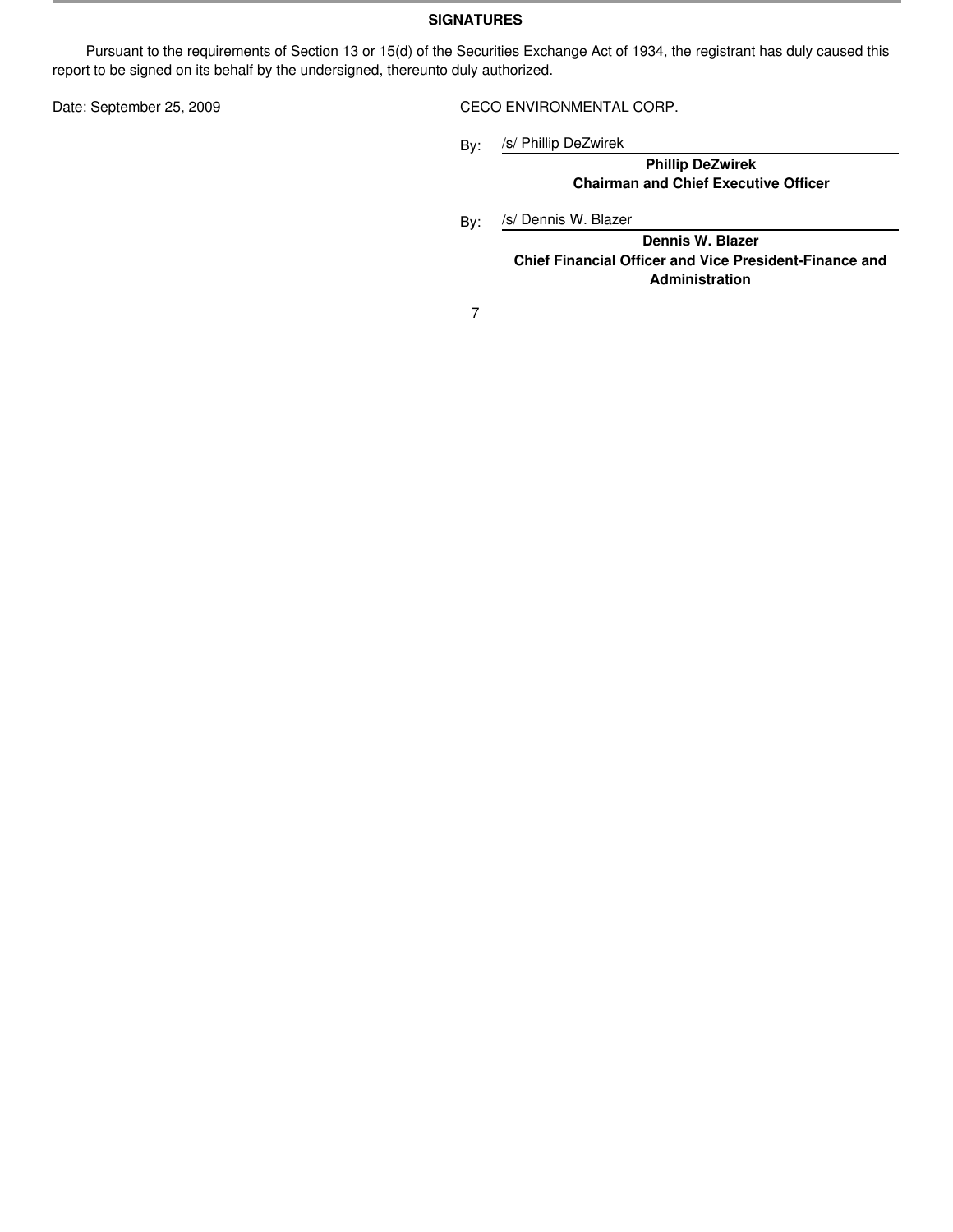## SIGNATURES

Pursuant to the requirements of Section 13 or 15(d) of the Securities Exchange Act of 1934, the registrant has duly caused this report to be signed on its behalf by the undersigned, thereunto duly authorized.

Date: September 25, 2009

CECO ENVIRONMENTAL CORP.

By: /s/ Phillip DeZwirek

**Phillip DeZwirek**
**Chairman and Chief Executive Officer**

By: /s/ Dennis W. Blazer

**Dennis W. Blazer**
**Chief Financial Officer and Vice President-Finance and Administration**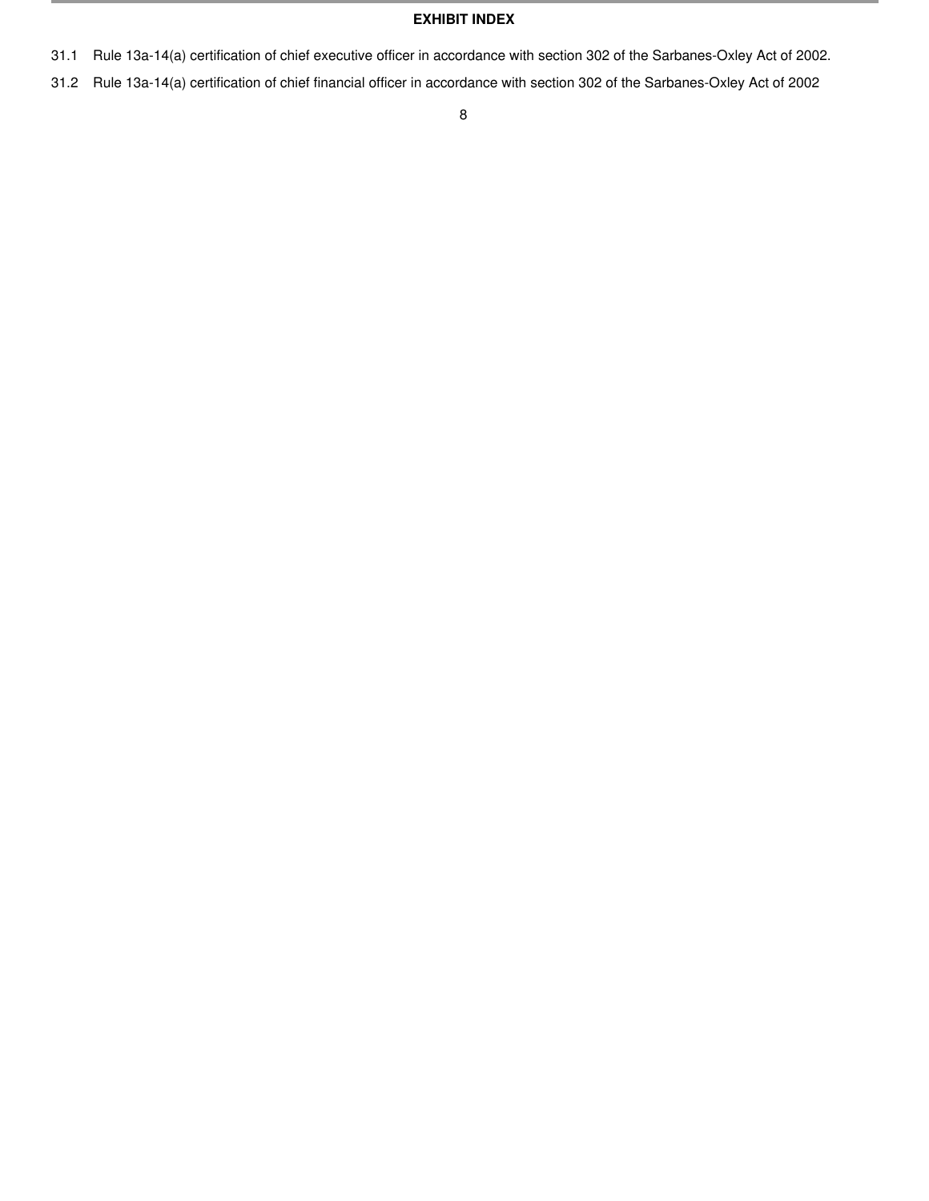## EXHIBIT INDEX

31.1 Rule 13a-14(a) certification of chief executive officer in accordance with section 302 of the Sarbanes-Oxley Act of 2002.

31.2 Rule 13a-14(a) certification of chief financial officer in accordance with section 302 of the Sarbanes-Oxley Act of 2002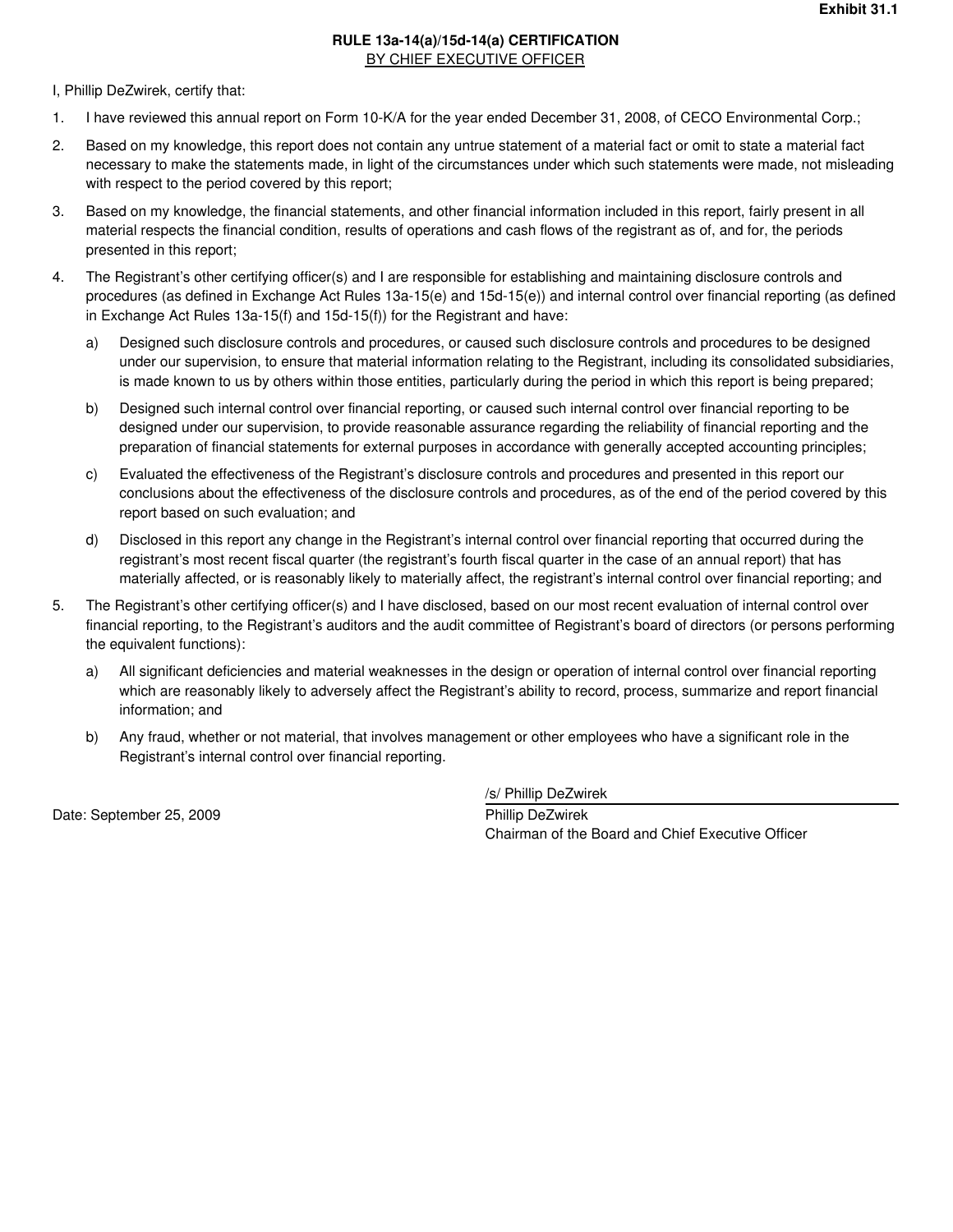**Exhibit 31.1**

**RULE 13a-14(a)/15d-14(a) CERTIFICATION**
BY CHIEF EXECUTIVE OFFICER

I, Phillip DeZwirek, certify that:

1. I have reviewed this annual report on Form 10-K/A for the year ended December 31, 2008, of CECO Environmental Corp.;

2. Based on my knowledge, this report does not contain any untrue statement of a material fact or omit to state a material fact necessary to make the statements made, in light of the circumstances under which such statements were made, not misleading with respect to the period covered by this report;

3. Based on my knowledge, the financial statements, and other financial information included in this report, fairly present in all material respects the financial condition, results of operations and cash flows of the registrant as of, and for, the periods presented in this report;

4. The Registrant's other certifying officer(s) and I are responsible for establishing and maintaining disclosure controls and procedures (as defined in Exchange Act Rules 13a-15(e) and 15d-15(e)) and internal control over financial reporting (as defined in Exchange Act Rules 13a-15(f) and 15d-15(f)) for the Registrant and have:

   a) Designed such disclosure controls and procedures, or caused such disclosure controls and procedures to be designed under our supervision, to ensure that material information relating to the Registrant, including its consolidated subsidiaries, is made known to us by others within those entities, particularly during the period in which this report is being prepared;

   b) Designed such internal control over financial reporting, or caused such internal control over financial reporting to be designed under our supervision, to provide reasonable assurance regarding the reliability of financial reporting and the preparation of financial statements for external purposes in accordance with generally accepted accounting principles;

   c) Evaluated the effectiveness of the Registrant's disclosure controls and procedures and presented in this report our conclusions about the effectiveness of the disclosure controls and procedures, as of the end of the period covered by this report based on such evaluation; and

   d) Disclosed in this report any change in the Registrant's internal control over financial reporting that occurred during the registrant's most recent fiscal quarter (the registrant's fourth fiscal quarter in the case of an annual report) that has materially affected, or is reasonably likely to materially affect, the registrant's internal control over financial reporting; and

5. The Registrant's other certifying officer(s) and I have disclosed, based on our most recent evaluation of internal control over financial reporting, to the Registrant's auditors and the audit committee of Registrant's board of directors (or persons performing the equivalent functions):

   a) All significant deficiencies and material weaknesses in the design or operation of internal control over financial reporting which are reasonably likely to adversely affect the Registrant's ability to record, process, summarize and report financial information; and

   b) Any fraud, whether or not material, that involves management or other employees who have a significant role in the Registrant's internal control over financial reporting.

/s/ Phillip DeZwirek

Date: September 25, 2009

Phillip DeZwirek
Chairman of the Board and Chief Executive Officer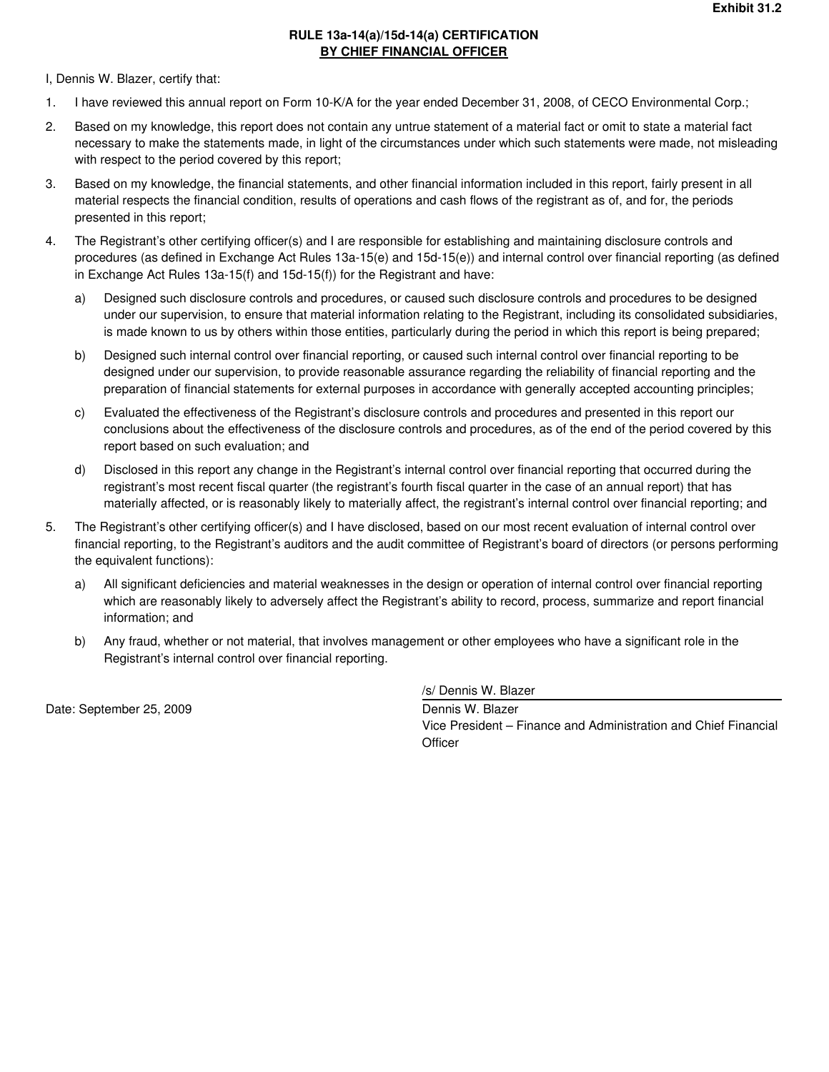**Exhibit 31.2**

**RULE 13a-14(a)/15d-14(a) CERTIFICATION**
**BY CHIEF FINANCIAL OFFICER**

I, Dennis W. Blazer, certify that:

1. I have reviewed this annual report on Form 10-K/A for the year ended December 31, 2008, of CECO Environmental Corp.;

2. Based on my knowledge, this report does not contain any untrue statement of a material fact or omit to state a material fact necessary to make the statements made, in light of the circumstances under which such statements were made, not misleading with respect to the period covered by this report;

3. Based on my knowledge, the financial statements, and other financial information included in this report, fairly present in all material respects the financial condition, results of operations and cash flows of the registrant as of, and for, the periods presented in this report;

4. The Registrant's other certifying officer(s) and I are responsible for establishing and maintaining disclosure controls and procedures (as defined in Exchange Act Rules 13a-15(e) and 15d-15(e)) and internal control over financial reporting (as defined in Exchange Act Rules 13a-15(f) and 15d-15(f)) for the Registrant and have:

   a) Designed such disclosure controls and procedures, or caused such disclosure controls and procedures to be designed under our supervision, to ensure that material information relating to the Registrant, including its consolidated subsidiaries, is made known to us by others within those entities, particularly during the period in which this report is being prepared;

   b) Designed such internal control over financial reporting, or caused such internal control over financial reporting to be designed under our supervision, to provide reasonable assurance regarding the reliability of financial reporting and the preparation of financial statements for external purposes in accordance with generally accepted accounting principles;

   c) Evaluated the effectiveness of the Registrant's disclosure controls and procedures and presented in this report our conclusions about the effectiveness of the disclosure controls and procedures, as of the end of the period covered by this report based on such evaluation; and

   d) Disclosed in this report any change in the Registrant's internal control over financial reporting that occurred during the registrant's most recent fiscal quarter (the registrant's fourth fiscal quarter in the case of an annual report) that has materially affected, or is reasonably likely to materially affect, the registrant's internal control over financial reporting; and

5. The Registrant's other certifying officer(s) and I have disclosed, based on our most recent evaluation of internal control over financial reporting, to the Registrant's auditors and the audit committee of Registrant's board of directors (or persons performing the equivalent functions):

   a) All significant deficiencies and material weaknesses in the design or operation of internal control over financial reporting which are reasonably likely to adversely affect the Registrant's ability to record, process, summarize and report financial information; and

   b) Any fraud, whether or not material, that involves management or other employees who have a significant role in the Registrant's internal control over financial reporting.

Date: September 25, 2009

/s/ Dennis W. Blazer
Dennis W. Blazer
Vice President – Finance and Administration and Chief Financial Officer